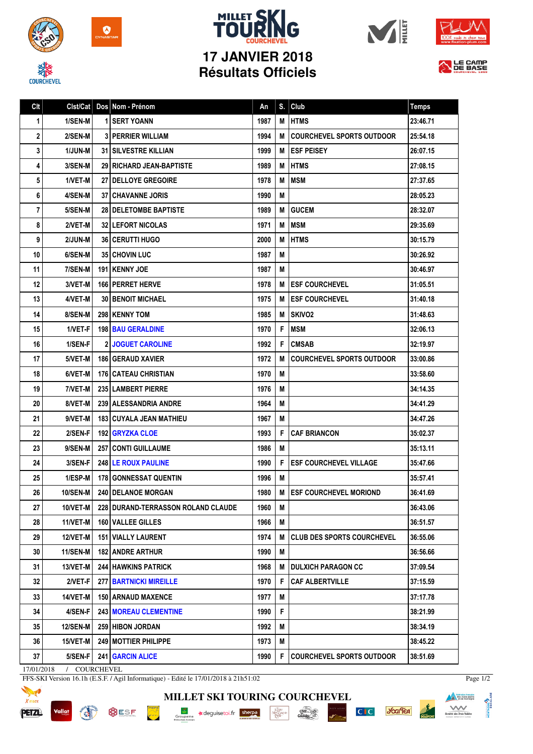# MILLET SKI TOURING COURCHEVEL

## 17 JANVIER 2018
## Résultats Officiels

| Clt | Clst/Cat | Dos | Nom - Prénom | An | S. | Club | Temps |
|---|---|---|---|---|---|---|---|
| 1 | 1/SEN-M | 1 | SERT YOANN | 1987 | M | HTMS | 23:46.71 |
| 2 | 2/SEN-M | 3 | PERRIER WILLIAM | 1994 | M | COURCHEVEL SPORTS OUTDOOR | 25:54.18 |
| 3 | 1/JUN-M | 31 | SILVESTRE KILLIAN | 1999 | M | ESF PEISEY | 26:07.15 |
| 4 | 3/SEN-M | 29 | RICHARD JEAN-BAPTISTE | 1989 | M | HTMS | 27:08.15 |
| 5 | 1/VET-M | 27 | DELLOYE GREGOIRE | 1978 | M | MSM | 27:37.65 |
| 6 | 4/SEN-M | 37 | CHAVANNE JORIS | 1990 | M | | 28:05.23 |
| 7 | 5/SEN-M | 28 | DELETOMBE BAPTISTE | 1989 | M | GUCEM | 28:32.07 |
| 8 | 2/VET-M | 32 | LEFORT NICOLAS | 1971 | M | MSM | 29:35.69 |
| 9 | 2/JUN-M | 36 | CERUTTI HUGO | 2000 | M | HTMS | 30:15.79 |
| 10 | 6/SEN-M | 35 | CHOVIN LUC | 1987 | M | | 30:26.92 |
| 11 | 7/SEN-M | 191 | KENNY JOE | 1987 | M | | 30:46.97 |
| 12 | 3/VET-M | 166 | PERRET HERVE | 1978 | M | ESF COURCHEVEL | 31:05.51 |
| 13 | 4/VET-M | 30 | BENOIT MICHAEL | 1975 | M | ESF COURCHEVEL | 31:40.18 |
| 14 | 8/SEN-M | 298 | KENNY TOM | 1985 | M | SKIVO2 | 31:48.63 |
| 15 | 1/VET-F | 198 | BAU GERALDINE | 1970 | F | MSM | 32:06.13 |
| 16 | 1/SEN-F | 2 | JOGUET CAROLINE | 1992 | F | CMSAB | 32:19.97 |
| 17 | 5/VET-M | 186 | GERAUD XAVIER | 1972 | M | COURCHEVEL SPORTS OUTDOOR | 33:00.86 |
| 18 | 6/VET-M | 176 | CATEAU CHRISTIAN | 1970 | M | | 33:58.60 |
| 19 | 7/VET-M | 235 | LAMBERT PIERRE | 1976 | M | | 34:14.35 |
| 20 | 8/VET-M | 239 | ALESSANDRIA ANDRE | 1964 | M | | 34:41.29 |
| 21 | 9/VET-M | 183 | CUYALA JEAN MATHIEU | 1967 | M | | 34:47.26 |
| 22 | 2/SEN-F | 192 | GRYZKA CLOE | 1993 | F | CAF BRIANCON | 35:02.37 |
| 23 | 9/SEN-M | 257 | CONTI GUILLAUME | 1986 | M | | 35:13.11 |
| 24 | 3/SEN-F | 248 | LE ROUX PAULINE | 1990 | F | ESF COURCHEVEL VILLAGE | 35:47.66 |
| 25 | 1/ESP-M | 178 | GONNESSAT QUENTIN | 1996 | M | | 35:57.41 |
| 26 | 10/SEN-M | 240 | DELANOE MORGAN | 1980 | M | ESF COURCHEVEL MORIOND | 36:41.69 |
| 27 | 10/VET-M | 228 | DURAND-TERRASSON ROLAND CLAUDE | 1960 | M | | 36:43.06 |
| 28 | 11/VET-M | 160 | VALLEE GILLES | 1966 | M | | 36:51.57 |
| 29 | 12/VET-M | 151 | VIALLY LAURENT | 1974 | M | CLUB DES SPORTS COURCHEVEL | 36:55.06 |
| 30 | 11/SEN-M | 182 | ANDRE ARTHUR | 1990 | M | | 36:56.66 |
| 31 | 13/VET-M | 244 | HAWKINS PATRICK | 1968 | M | DULXICH PARAGON CC | 37:09.54 |
| 32 | 2/VET-F | 277 | BARTNICKI MIREILLE | 1970 | F | CAF ALBERTVILLE | 37:15.59 |
| 33 | 14/VET-M | 150 | ARNAUD MAXENCE | 1977 | M | | 37:17.78 |
| 34 | 4/SEN-F | 243 | MOREAU CLEMENTINE | 1990 | F | | 38:21.99 |
| 35 | 12/SEN-M | 259 | HIBON JORDAN | 1992 | M | | 38:34.19 |
| 36 | 15/VET-M | 249 | MOTTIER PHILIPPE | 1973 | M | | 38:45.22 |
| 37 | 5/SEN-F | 241 | GARCIN ALICE | 1990 | F | COURCHEVEL SPORTS OUTDOOR | 38:51.69 |

17/01/2018 / COURCHEVEL

FFS-SKI Version 16.1h (E.S.F. / Agil Informatique) - Edité le 17/01/2018 à 21h51:02

MILLET SKI TOURING COURCHEVEL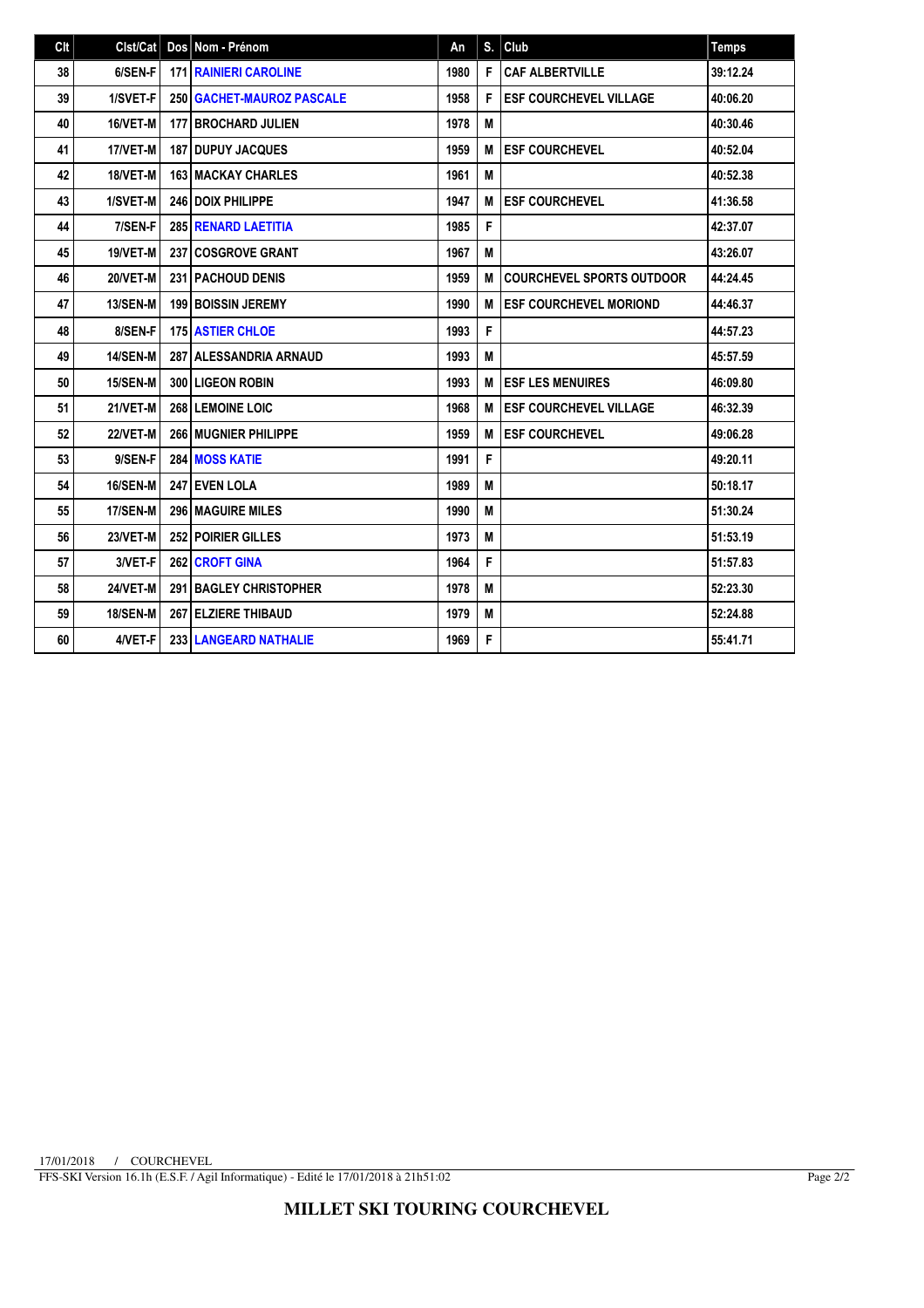| Clt | Clst/Cat | Dos | Nom - Prénom | An | S. | Club | Temps |
|---|---|---|---|---|---|---|---|
| 38 | 6/SEN-F | 171 | RAINIERI CAROLINE | 1980 | F | CAF ALBERTVILLE | 39:12.24 |
| 39 | 1/SVET-F | 250 | GACHET-MAUROZ PASCALE | 1958 | F | ESF COURCHEVEL VILLAGE | 40:06.20 |
| 40 | 16/VET-M | 177 | BROCHARD JULIEN | 1978 | M | | 40:30.46 |
| 41 | 17/VET-M | 187 | DUPUY JACQUES | 1959 | M | ESF COURCHEVEL | 40:52.04 |
| 42 | 18/VET-M | 163 | MACKAY CHARLES | 1961 | M | | 40:52.38 |
| 43 | 1/SVET-M | 246 | DOIX PHILIPPE | 1947 | M | ESF COURCHEVEL | 41:36.58 |
| 44 | 7/SEN-F | 285 | RENARD LAETITIA | 1985 | F | | 42:37.07 |
| 45 | 19/VET-M | 237 | COSGROVE GRANT | 1967 | M | | 43:26.07 |
| 46 | 20/VET-M | 231 | PACHOUD DENIS | 1959 | M | COURCHEVEL SPORTS OUTDOOR | 44:24.45 |
| 47 | 13/SEN-M | 199 | BOISSIN JEREMY | 1990 | M | ESF COURCHEVEL MORIOND | 44:46.37 |
| 48 | 8/SEN-F | 175 | ASTIER CHLOE | 1993 | F | | 44:57.23 |
| 49 | 14/SEN-M | 287 | ALESSANDRIA ARNAUD | 1993 | M | | 45:57.59 |
| 50 | 15/SEN-M | 300 | LIGEON ROBIN | 1993 | M | ESF LES MENUIRES | 46:09.80 |
| 51 | 21/VET-M | 268 | LEMOINE LOIC | 1968 | M | ESF COURCHEVEL VILLAGE | 46:32.39 |
| 52 | 22/VET-M | 266 | MUGNIER PHILIPPE | 1959 | M | ESF COURCHEVEL | 49:06.28 |
| 53 | 9/SEN-F | 284 | MOSS KATIE | 1991 | F | | 49:20.11 |
| 54 | 16/SEN-M | 247 | EVEN LOLA | 1989 | M | | 50:18.17 |
| 55 | 17/SEN-M | 296 | MAGUIRE MILES | 1990 | M | | 51:30.24 |
| 56 | 23/VET-M | 252 | POIRIER GILLES | 1973 | M | | 51:53.19 |
| 57 | 3/VET-F | 262 | CROFT GINA | 1964 | F | | 51:57.83 |
| 58 | 24/VET-M | 291 | BAGLEY CHRISTOPHER | 1978 | M | | 52:23.30 |
| 59 | 18/SEN-M | 267 | ELZIERE THIBAUD | 1979 | M | | 52:24.88 |
| 60 | 4/VET-F | 233 | LANGEARD NATHALIE | 1969 | F | | 55:41.71 |

17/01/2018 / COURCHEVEL

FFS-SKI Version 16.1h (E.S.F. / Agil Informatique) - Edité le 17/01/2018 à 21h51:02

**MILLET SKI TOURING COURCHEVEL**